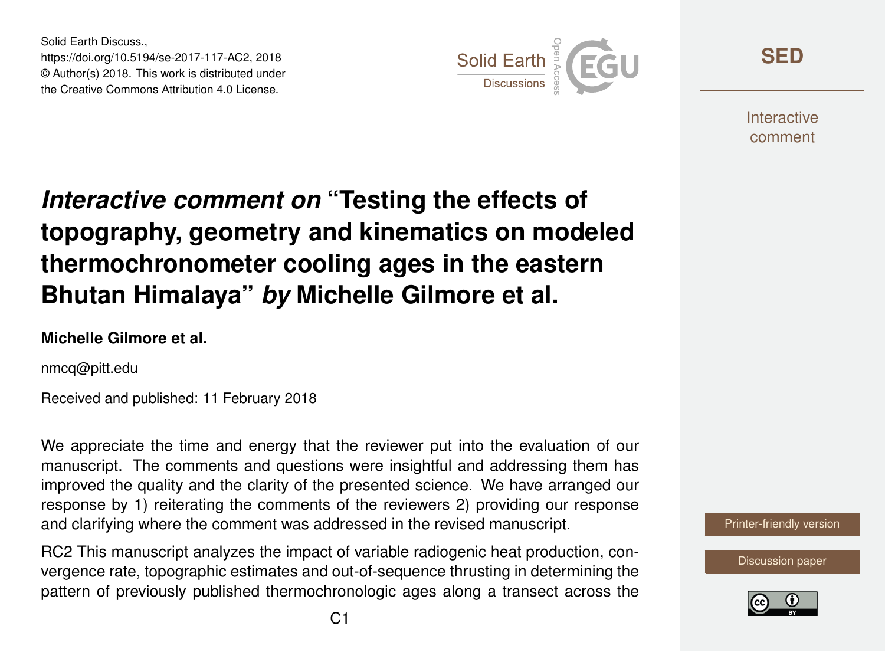Solid Earth Discuss.,
https://doi.org/10.5194/se-2017-117-AC2, 2018
© Author(s) 2018. This work is distributed under
the Creative Commons Attribution 4.0 License.

# *Interactive comment on* "Testing the effects of topography, geometry and kinematics on modeled thermochronometer cooling ages in the eastern Bhutan Himalaya" *by* Michelle Gilmore et al.

**Michelle Gilmore et al.**

nmcq@pitt.edu

Received and published: 11 February 2018

We appreciate the time and energy that the reviewer put into the evaluation of our manuscript. The comments and questions were insightful and addressing them has improved the quality and the clarity of the presented science. We have arranged our response by 1) reiterating the comments of the reviewers 2) providing our response and clarifying where the comment was addressed in the revised manuscript.

RC2 This manuscript analyzes the impact of variable radiogenic heat production, convergence rate, topographic estimates and out-of-sequence thrusting in determining the pattern of previously published thermochronologic ages along a transect across the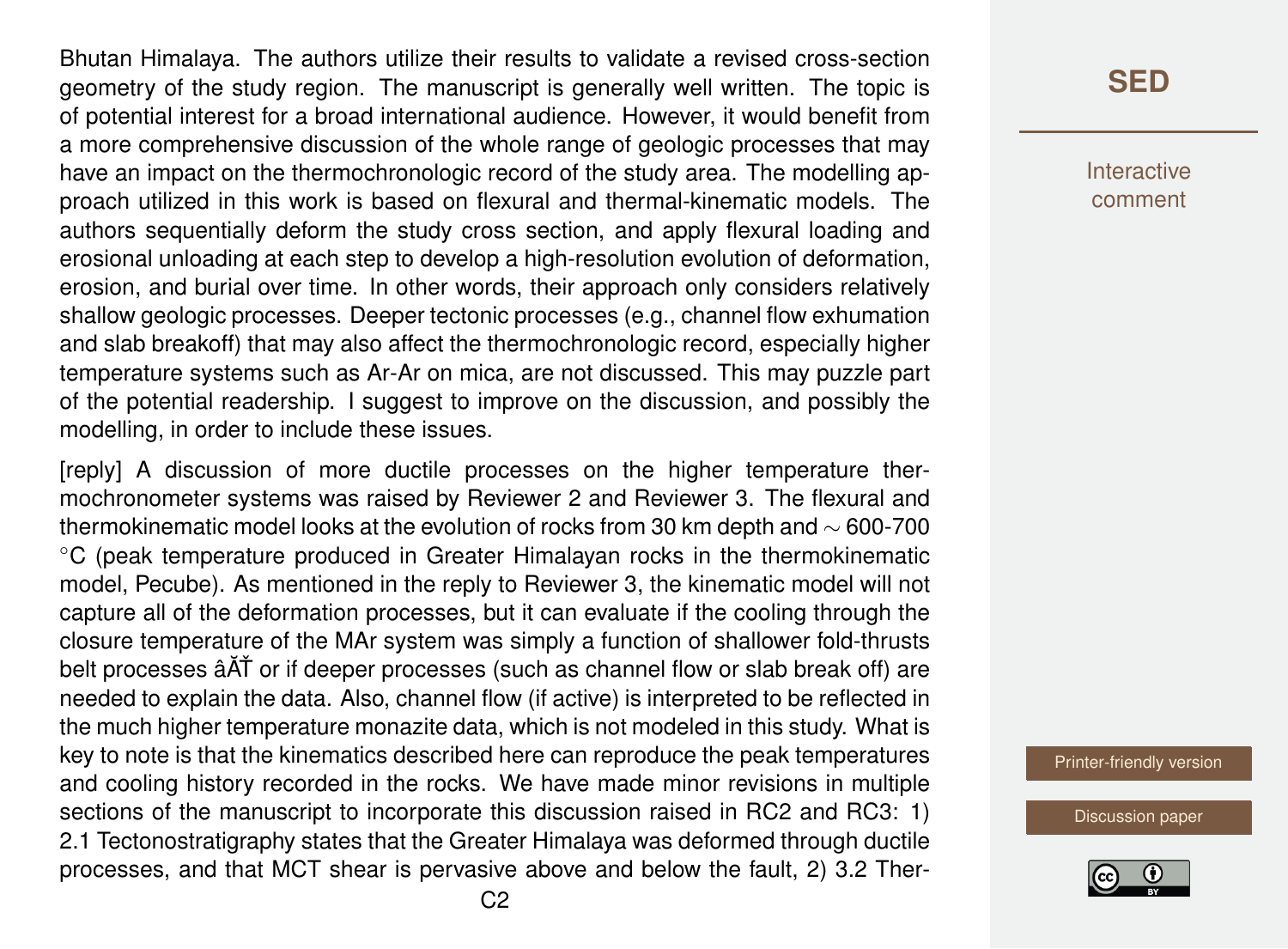Bhutan Himalaya. The authors utilize their results to validate a revised cross-section geometry of the study region. The manuscript is generally well written. The topic is of potential interest for a broad international audience. However, it would benefit from a more comprehensive discussion of the whole range of geologic processes that may have an impact on the thermochronologic record of the study area. The modelling approach utilized in this work is based on flexural and thermal-kinematic models. The authors sequentially deform the study cross section, and apply flexural loading and erosional unloading at each step to develop a high-resolution evolution of deformation, erosion, and burial over time. In other words, their approach only considers relatively shallow geologic processes. Deeper tectonic processes (e.g., channel flow exhumation and slab breakoff) that may also affect the thermochronologic record, especially higher temperature systems such as Ar-Ar on mica, are not discussed. This may puzzle part of the potential readership. I suggest to improve on the discussion, and possibly the modelling, in order to include these issues.

[reply] A discussion of more ductile processes on the higher temperature thermochronometer systems was raised by Reviewer 2 and Reviewer 3. The flexural and thermokinematic model looks at the evolution of rocks from 30 km depth and $\sim$ 600-700 °C (peak temperature produced in Greater Himalayan rocks in the thermokinematic model, Pecube). As mentioned in the reply to Reviewer 3, the kinematic model will not capture all of the deformation processes, but it can evaluate if the cooling through the closure temperature of the MAr system was simply a function of shallower fold-thrusts belt processes âĂŤ or if deeper processes (such as channel flow or slab break off) are needed to explain the data. Also, channel flow (if active) is interpreted to be reflected in the much higher temperature monazite data, which is not modeled in this study. What is key to note is that the kinematics described here can reproduce the peak temperatures and cooling history recorded in the rocks. We have made minor revisions in multiple sections of the manuscript to incorporate this discussion raised in RC2 and RC3: 1) 2.1 Tectonostratigraphy states that the Greater Himalaya was deformed through ductile processes, and that MCT shear is pervasive above and below the fault, 2) 3.2 Ther-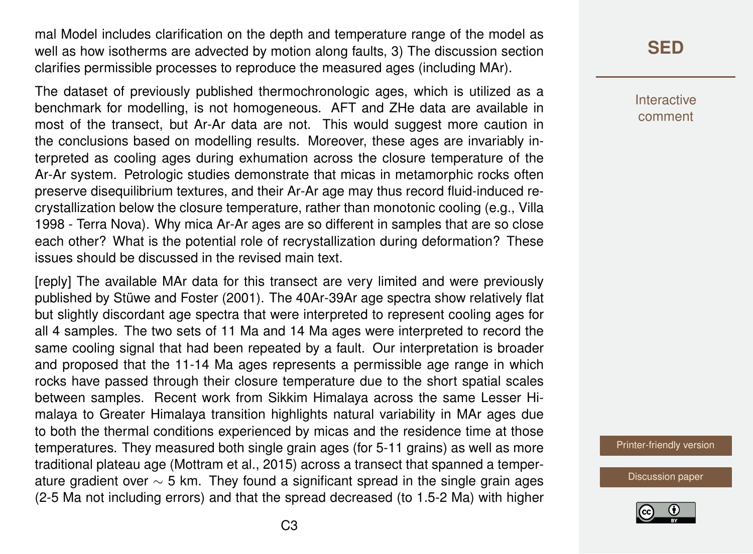mal Model includes clarification on the depth and temperature range of the model as well as how isotherms are advected by motion along faults, 3) The discussion section clarifies permissible processes to reproduce the measured ages (including MAr).

The dataset of previously published thermochronologic ages, which is utilized as a benchmark for modelling, is not homogeneous. AFT and ZHe data are available in most of the transect, but Ar-Ar data are not. This would suggest more caution in the conclusions based on modelling results. Moreover, these ages are invariably interpreted as cooling ages during exhumation across the closure temperature of the Ar-Ar system. Petrologic studies demonstrate that micas in metamorphic rocks often preserve disequilibrium textures, and their Ar-Ar age may thus record fluid-induced recrystallization below the closure temperature, rather than monotonic cooling (e.g., Villa 1998 - Terra Nova). Why mica Ar-Ar ages are so different in samples that are so close each other? What is the potential role of recrystallization during deformation? These issues should be discussed in the revised main text.

[reply] The available MAr data for this transect are very limited and were previously published by Stüwe and Foster (2001). The 40Ar-39Ar age spectra show relatively flat but slightly discordant age spectra that were interpreted to represent cooling ages for all 4 samples. The two sets of 11 Ma and 14 Ma ages were interpreted to record the same cooling signal that had been repeated by a fault. Our interpretation is broader and proposed that the 11-14 Ma ages represents a permissible age range in which rocks have passed through their closure temperature due to the short spatial scales between samples. Recent work from Sikkim Himalaya across the same Lesser Himalaya to Greater Himalaya transition highlights natural variability in MAr ages due to both the thermal conditions experienced by micas and the residence time at those temperatures. They measured both single grain ages (for 5-11 grains) as well as more traditional plateau age (Mottram et al., 2015) across a transect that spanned a temperature gradient over $\sim$ 5 km. They found a significant spread in the single grain ages (2-5 Ma not including errors) and that the spread decreased (to 1.5-2 Ma) with higher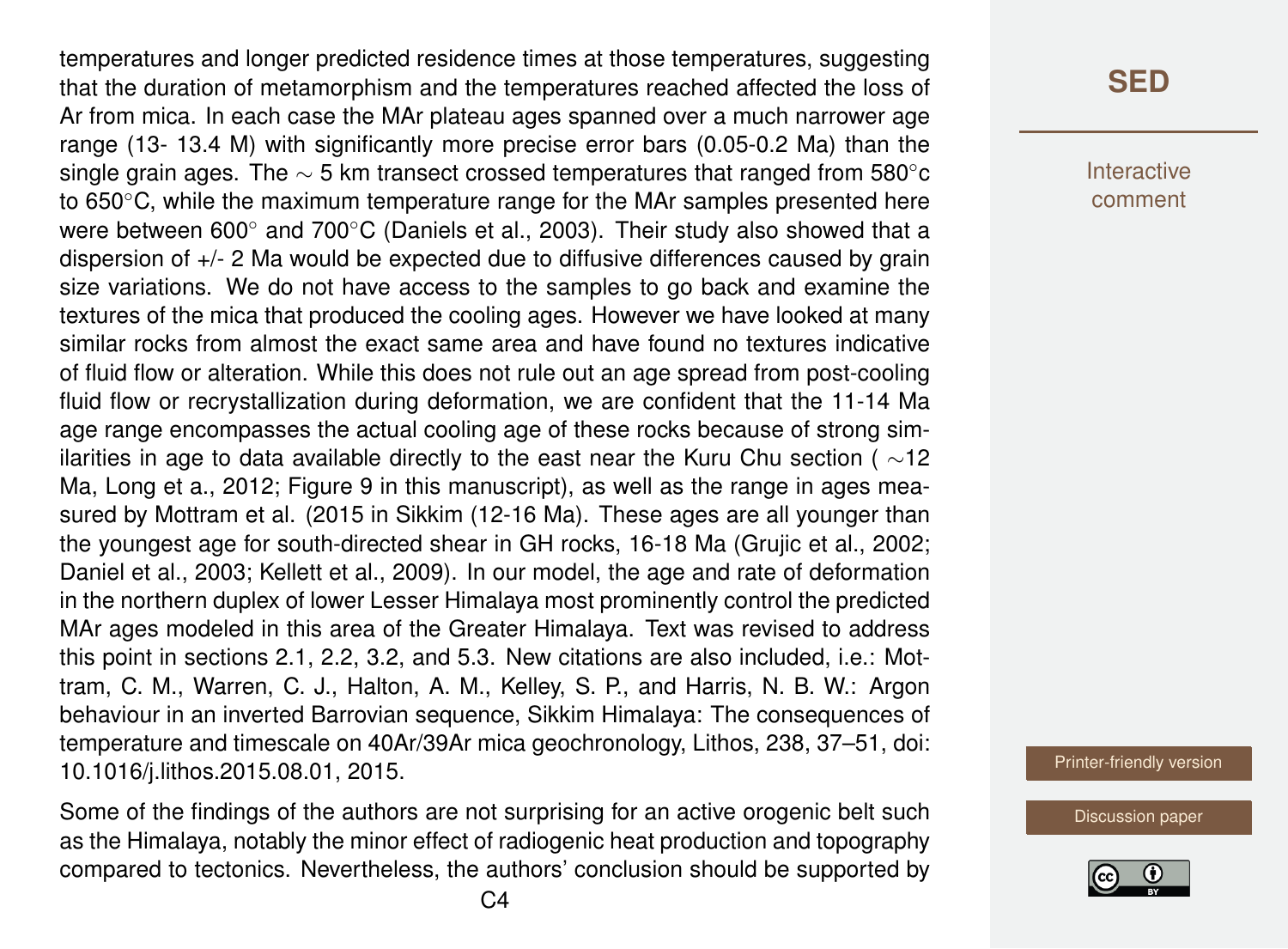temperatures and longer predicted residence times at those temperatures, suggesting that the duration of metamorphism and the temperatures reached affected the loss of Ar from mica. In each case the MAr plateau ages spanned over a much narrower age range (13- 13.4 M) with significantly more precise error bars (0.05-0.2 Ma) than the single grain ages. The ∼ 5 km transect crossed temperatures that ranged from 580°c to 650°C, while the maximum temperature range for the MAr samples presented here were between 600° and 700°C (Daniels et al., 2003). Their study also showed that a dispersion of +/- 2 Ma would be expected due to diffusive differences caused by grain size variations. We do not have access to the samples to go back and examine the textures of the mica that produced the cooling ages. However we have looked at many similar rocks from almost the exact same area and have found no textures indicative of fluid flow or alteration. While this does not rule out an age spread from post-cooling fluid flow or recrystallization during deformation, we are confident that the 11-14 Ma age range encompasses the actual cooling age of these rocks because of strong similarities in age to data available directly to the east near the Kuru Chu section ( ∼12 Ma, Long et a., 2012; Figure 9 in this manuscript), as well as the range in ages measured by Mottram et al. (2015 in Sikkim (12-16 Ma). These ages are all younger than the youngest age for south-directed shear in GH rocks, 16-18 Ma (Grujic et al., 2002; Daniel et al., 2003; Kellett et al., 2009). In our model, the age and rate of deformation in the northern duplex of lower Lesser Himalaya most prominently control the predicted MAr ages modeled in this area of the Greater Himalaya. Text was revised to address this point in sections 2.1, 2.2, 3.2, and 5.3. New citations are also included, i.e.: Mottram, C. M., Warren, C. J., Halton, A. M., Kelley, S. P., and Harris, N. B. W.: Argon behaviour in an inverted Barrovian sequence, Sikkim Himalaya: The consequences of temperature and timescale on 40Ar/39Ar mica geochronology, Lithos, 238, 37–51, doi: 10.1016/j.lithos.2015.08.01, 2015.

Some of the findings of the authors are not surprising for an active orogenic belt such as the Himalaya, notably the minor effect of radiogenic heat production and topography compared to tectonics. Nevertheless, the authors' conclusion should be supported by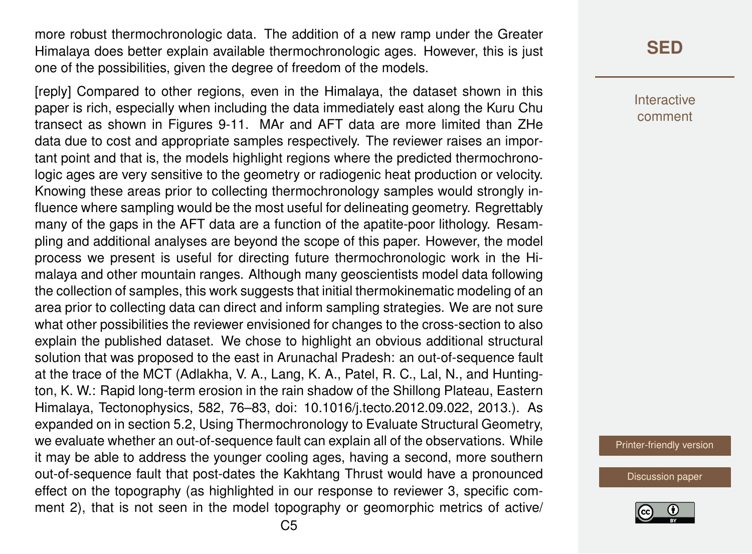more robust thermochronologic data. The addition of a new ramp under the Greater Himalaya does better explain available thermochronologic ages. However, this is just one of the possibilities, given the degree of freedom of the models.

[reply] Compared to other regions, even in the Himalaya, the dataset shown in this paper is rich, especially when including the data immediately east along the Kuru Chu transect as shown in Figures 9-11. MAr and AFT data are more limited than ZHe data due to cost and appropriate samples respectively. The reviewer raises an important point and that is, the models highlight regions where the predicted thermochronologic ages are very sensitive to the geometry or radiogenic heat production or velocity. Knowing these areas prior to collecting thermochronology samples would strongly influence where sampling would be the most useful for delineating geometry. Regrettably many of the gaps in the AFT data are a function of the apatite-poor lithology. Resampling and additional analyses are beyond the scope of this paper. However, the model process we present is useful for directing future thermochronologic work in the Himalaya and other mountain ranges. Although many geoscientists model data following the collection of samples, this work suggests that initial thermokinematic modeling of an area prior to collecting data can direct and inform sampling strategies. We are not sure what other possibilities the reviewer envisioned for changes to the cross-section to also explain the published dataset. We chose to highlight an obvious additional structural solution that was proposed to the east in Arunachal Pradesh: an out-of-sequence fault at the trace of the MCT (Adlakha, V. A., Lang, K. A., Patel, R. C., Lal, N., and Huntington, K. W.: Rapid long-term erosion in the rain shadow of the Shillong Plateau, Eastern Himalaya, Tectonophysics, 582, 76–83, doi: 10.1016/j.tecto.2012.09.022, 2013.). As expanded on in section 5.2, Using Thermochronology to Evaluate Structural Geometry, we evaluate whether an out-of-sequence fault can explain all of the observations. While it may be able to address the younger cooling ages, having a second, more southern out-of-sequence fault that post-dates the Kakhtang Thrust would have a pronounced effect on the topography (as highlighted in our response to reviewer 3, specific comment 2), that is not seen in the model topography or geomorphic metrics of active/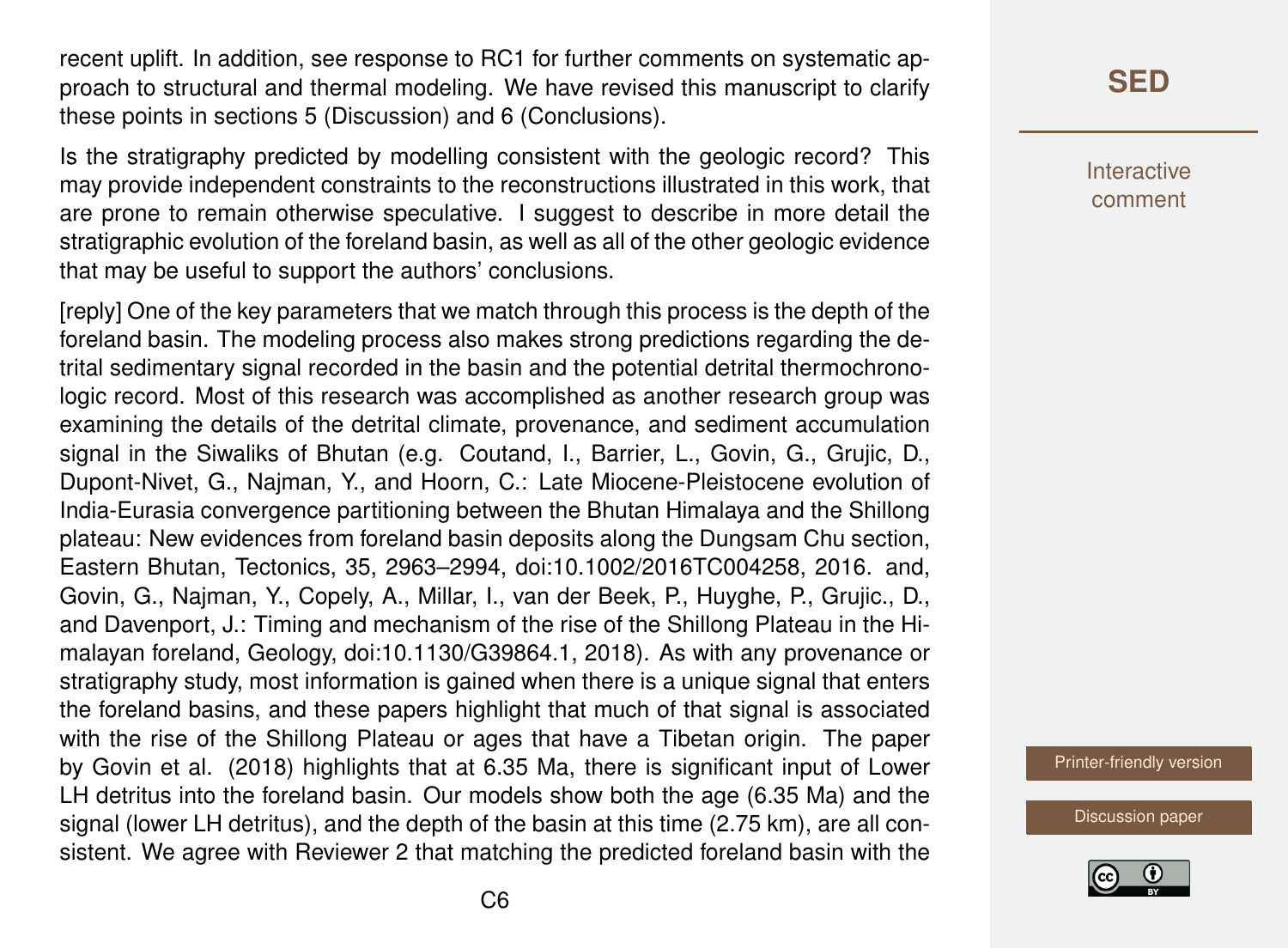recent uplift. In addition, see response to RC1 for further comments on systematic approach to structural and thermal modeling. We have revised this manuscript to clarify these points in sections 5 (Discussion) and 6 (Conclusions).

Is the stratigraphy predicted by modelling consistent with the geologic record? This may provide independent constraints to the reconstructions illustrated in this work, that are prone to remain otherwise speculative. I suggest to describe in more detail the stratigraphic evolution of the foreland basin, as well as all of the other geologic evidence that may be useful to support the authors' conclusions.

[reply] One of the key parameters that we match through this process is the depth of the foreland basin. The modeling process also makes strong predictions regarding the detrital sedimentary signal recorded in the basin and the potential detrital thermochronologic record. Most of this research was accomplished as another research group was examining the details of the detrital climate, provenance, and sediment accumulation signal in the Siwaliks of Bhutan (e.g. Coutand, I., Barrier, L., Govin, G., Grujic, D., Dupont-Nivet, G., Najman, Y., and Hoorn, C.: Late Miocene-Pleistocene evolution of India-Eurasia convergence partitioning between the Bhutan Himalaya and the Shillong plateau: New evidences from foreland basin deposits along the Dungsam Chu section, Eastern Bhutan, Tectonics, 35, 2963–2994, doi:10.1002/2016TC004258, 2016. and, Govin, G., Najman, Y., Copely, A., Millar, I., van der Beek, P., Huyghe, P., Grujic., D., and Davenport, J.: Timing and mechanism of the rise of the Shillong Plateau in the Himalayan foreland, Geology, doi:10.1130/G39864.1, 2018). As with any provenance or stratigraphy study, most information is gained when there is a unique signal that enters the foreland basins, and these papers highlight that much of that signal is associated with the rise of the Shillong Plateau or ages that have a Tibetan origin. The paper by Govin et al. (2018) highlights that at 6.35 Ma, there is significant input of Lower LH detritus into the foreland basin. Our models show both the age (6.35 Ma) and the signal (lower LH detritus), and the depth of the basin at this time (2.75 km), are all consistent. We agree with Reviewer 2 that matching the predicted foreland basin with the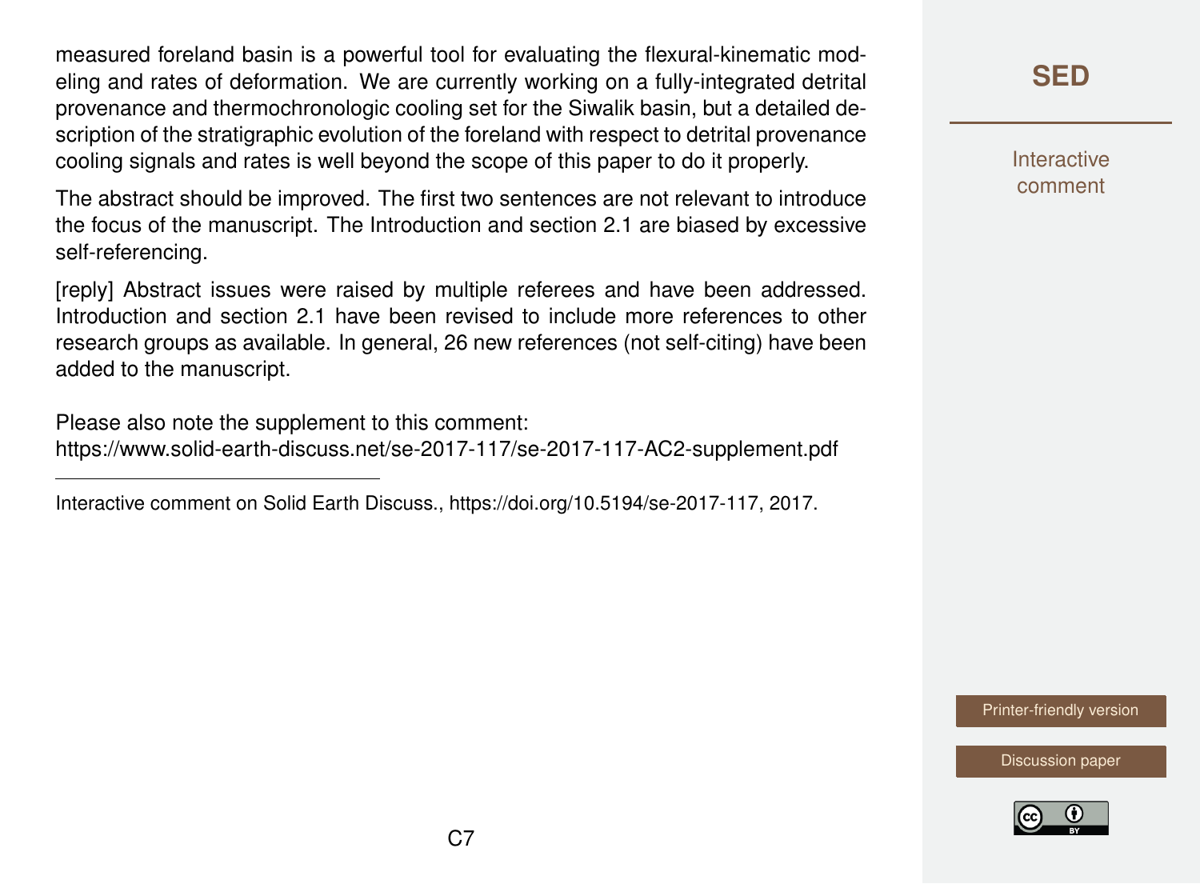measured foreland basin is a powerful tool for evaluating the flexural-kinematic modeling and rates of deformation. We are currently working on a fully-integrated detrital provenance and thermochronologic cooling set for the Siwalik basin, but a detailed description of the stratigraphic evolution of the foreland with respect to detrital provenance cooling signals and rates is well beyond the scope of this paper to do it properly.

The abstract should be improved. The first two sentences are not relevant to introduce the focus of the manuscript. The Introduction and section 2.1 are biased by excessive self-referencing.

[reply] Abstract issues were raised by multiple referees and have been addressed. Introduction and section 2.1 have been revised to include more references to other research groups as available. In general, 26 new references (not self-citing) have been added to the manuscript.

Please also note the supplement to this comment:
https://www.solid-earth-discuss.net/se-2017-117/se-2017-117-AC2-supplement.pdf

---

Interactive comment on Solid Earth Discuss., https://doi.org/10.5194/se-2017-117, 2017.